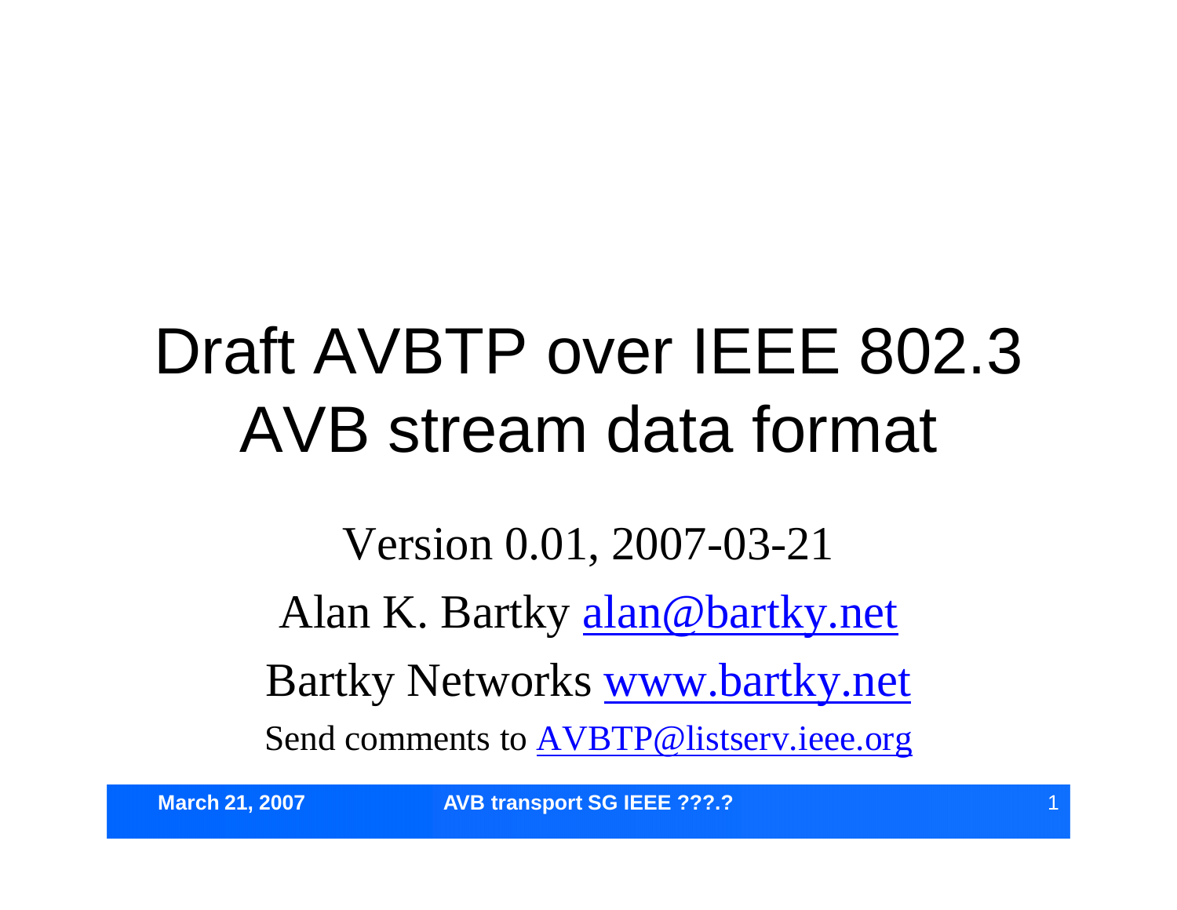# Draft AVBTP over IEEE 802.3 AVB stream data format

Version 0.01, 2007-03-21

Alan K. Bartky alan@bartky.net

Bartky Networks www.bartky.net

Send comments to AVBTP@listserv.ieee.org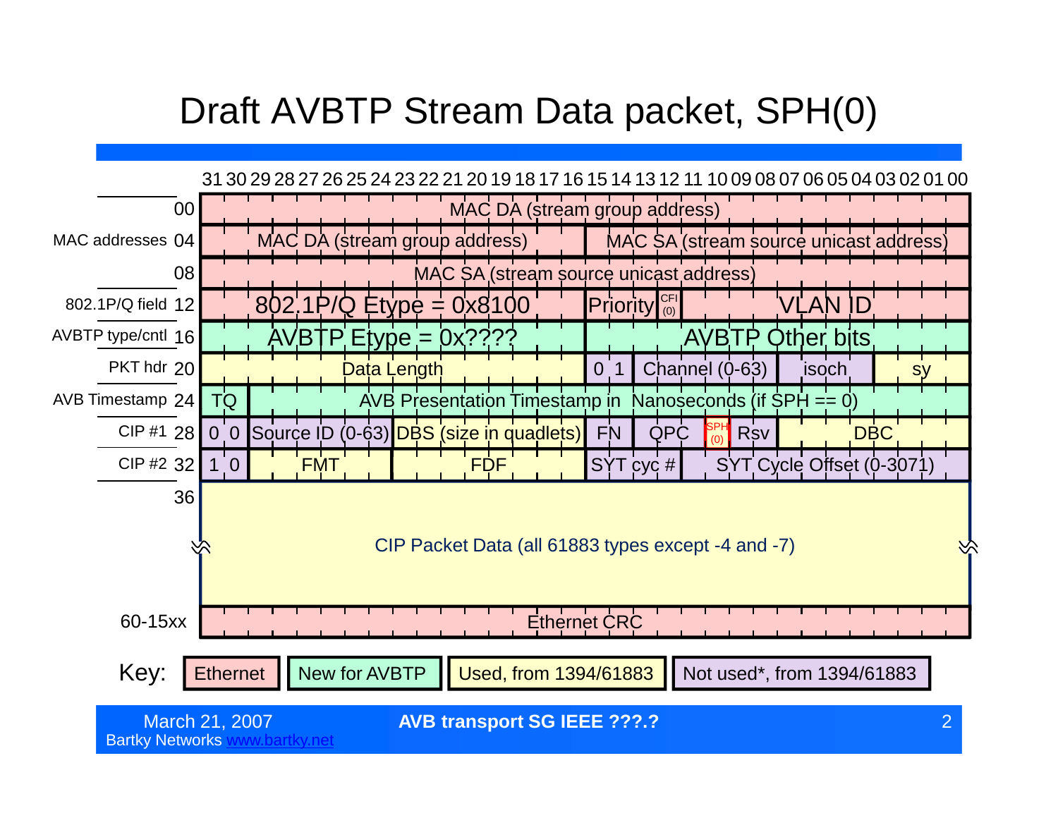# Draft AVBTP Stream Data packet, SPH(0)

| | Offset | 31–16 | | | | | 15–00 | | | | |
|---|---|---|---|---|---|---|---|---|---|---|---|
| | 00 | MAC DA (stream group address) | | | | | | | | | |
| MAC addresses | 04 | MAC DA (stream group address) | | | | | MAC SA (stream source unicast address) | | | | |
| | 08 | MAC SA (stream source unicast address) | | | | | | | | | |
| 802.1P/Q field | 12 | 802.1P/Q Etype = 0x8100 | | | | | Priority | CFI (0) | VLAN ID | | |
| AVBTP type/cntl | 16 | AVBTP Etype = 0x???? | | | | | AVBTP Other bits | | | | |
| PKT hdr | 20 | Data Length | | | | | 0 1 | Channel (0-63) | isoch | sy | |
| AVB Timestamp | 24 | TQ | AVB Presentation Timestamp in Nanoseconds (if SPH == 0) | | | | | | | | |
| CIP #1 | 28 | 0 0 | Source ID (0-63) | DBS (size in quadlets) | | | FN | QPC | SPH (0) | Rsv | DBC |
| CIP #2 | 32 | 1 0 | FMT | FDF | | | SYT cyc # | SYT Cycle Offset (0-3071) | | | |
| | 36 | CIP Packet Data (all 61883 types except -4 and -7) | | | | | | | | | |
| | 60-15xx | Ethernet CRC | | | | | | | | | |

Key: Ethernet | New for AVBTP | Used, from 1394/61883 | Not used*, from 1394/61883

March 21, 2007
Bartky Networks www.bartky.net

AVB transport SG IEEE ???.?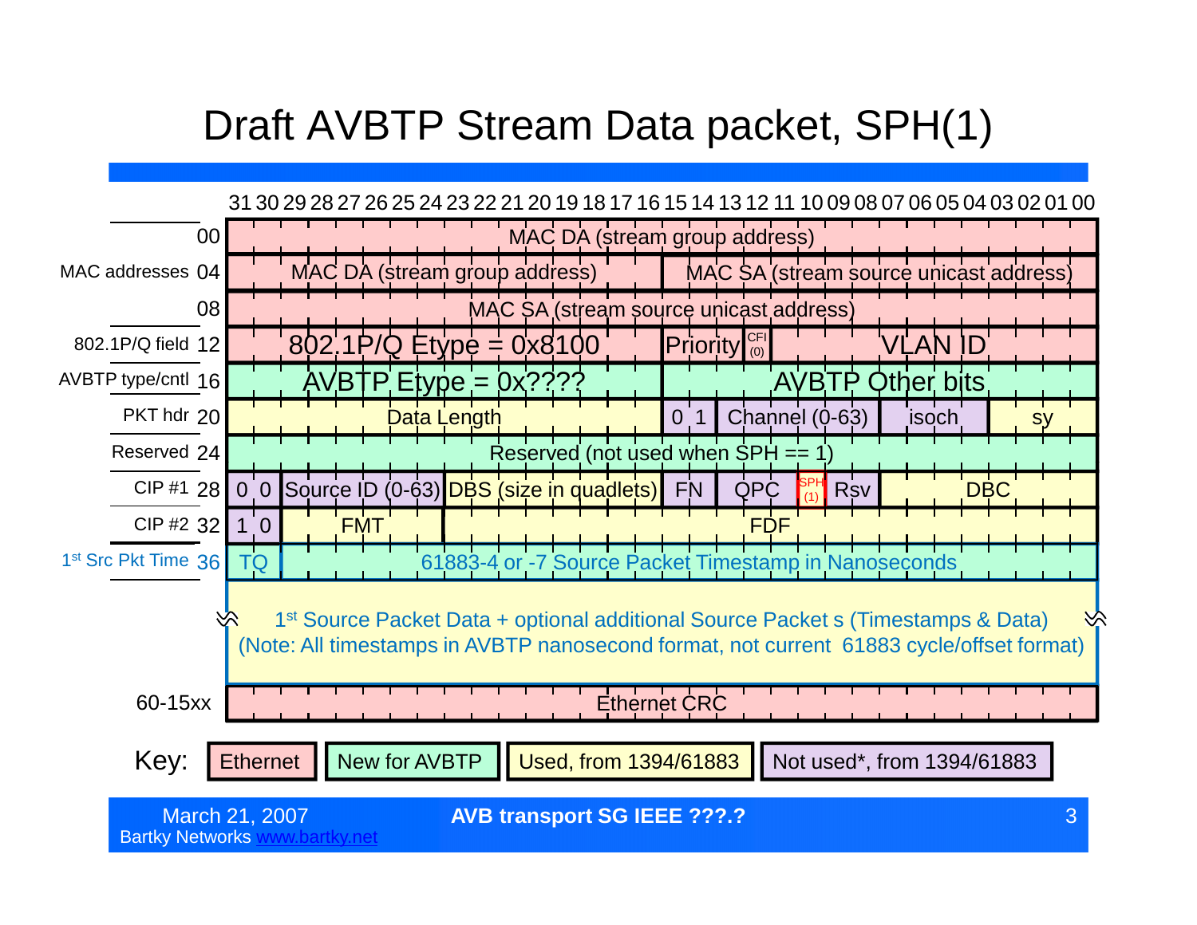# Draft AVBTP Stream Data packet, SPH(1)

| Label | Offset | Bits 31–16 | Bits 15–00 |
|---|---|---|---|
| MAC addresses | 00 | MAC DA (stream group address) | |
| | 04 | MAC DA (stream group address) | MAC SA (stream source unicast address) |
| | 08 | MAC SA (stream source unicast address) | |
| 802.1P/Q field | 12 | 802.1P/Q Etype = 0x8100 | Priority, CFI (0), VLAN ID |
| AVBTP type/cntl | 16 | AVBTP Etype = 0x???? | AVBTP Other bits |
| PKT hdr | 20 | Data Length | 0 1, Channel (0-63), isoch, sy |
| Reserved | 24 | Reserved (not used when SPH == 1) | |
| CIP #1 | 28 | 0 0, Source ID (0-63), DBS (size in quadlets) | FN, QPC, SPH (1), Rsv, DBC |
| CIP #2 | 32 | 1 0, FMT, FDF | FDF |
| 1st Src Pkt Time | 36 | TQ, 61883-4 or -7 Source Packet Timestamp in Nanoseconds | |
| | | 1st Source Packet Data + optional additional Source Packet s (Timestamps & Data) (Note: All timestamps in AVBTP nanosecond format, not current 61883 cycle/offset format) | |
| | 60-15xx | Ethernet CRC | |

Key: Ethernet | New for AVBTP | Used, from 1394/61883 | Not used*, from 1394/61883

March 21, 2007
Bartky Networks www.bartky.net

**AVB transport SG IEEE ???.?**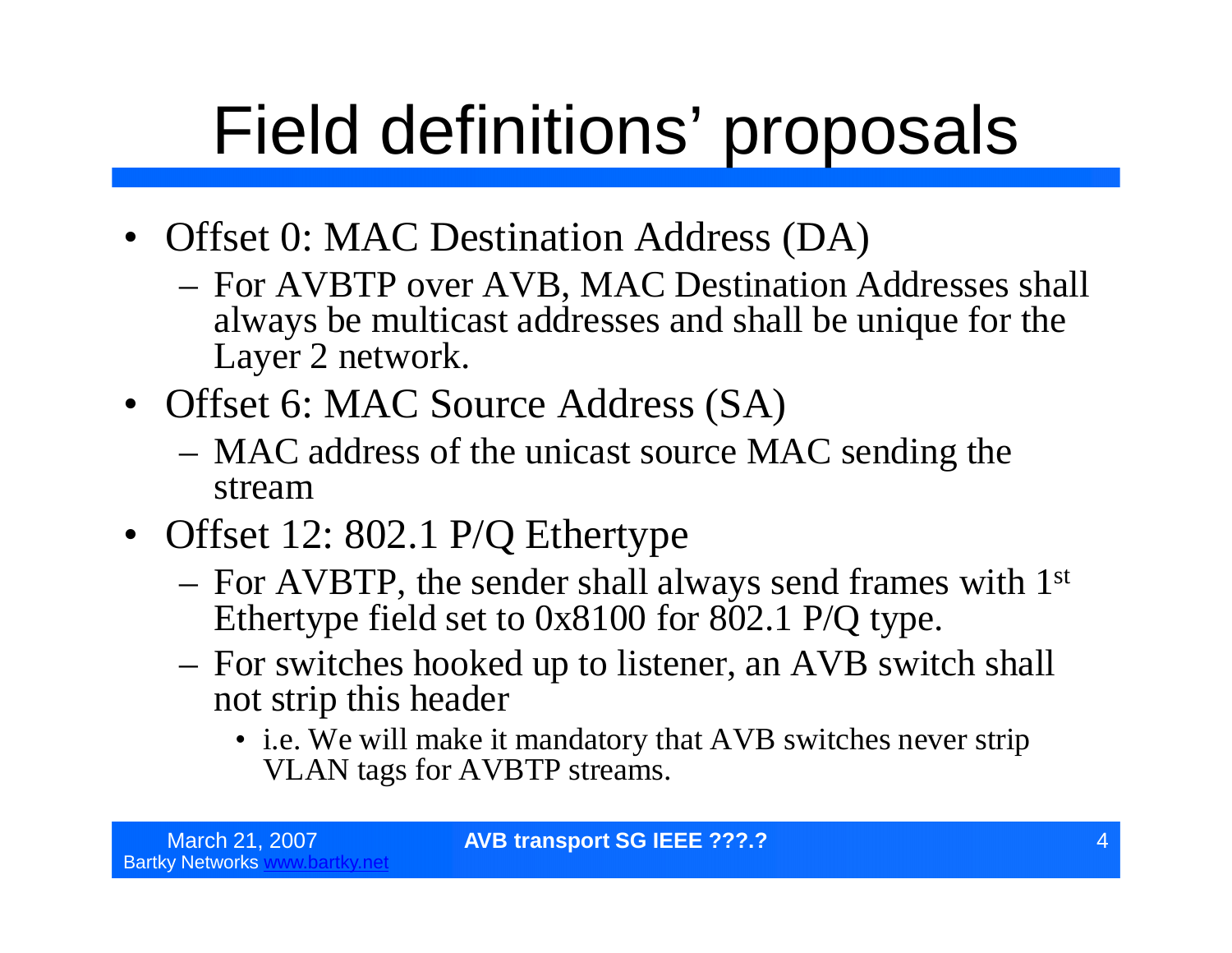# Field definitions' proposals

- Offset 0: MAC Destination Address (DA)
  - For AVBTP over AVB, MAC Destination Addresses shall always be multicast addresses and shall be unique for the Layer 2 network.
- Offset 6: MAC Source Address (SA)
  - MAC address of the unicast source MAC sending the stream
- Offset 12: 802.1 P/Q Ethertype
  - For AVBTP, the sender shall always send frames with 1st Ethertype field set to 0x8100 for 802.1 P/Q type.
  - For switches hooked up to listener, an AVB switch shall not strip this header
    - i.e. We will make it mandatory that AVB switches never strip VLAN tags for AVBTP streams.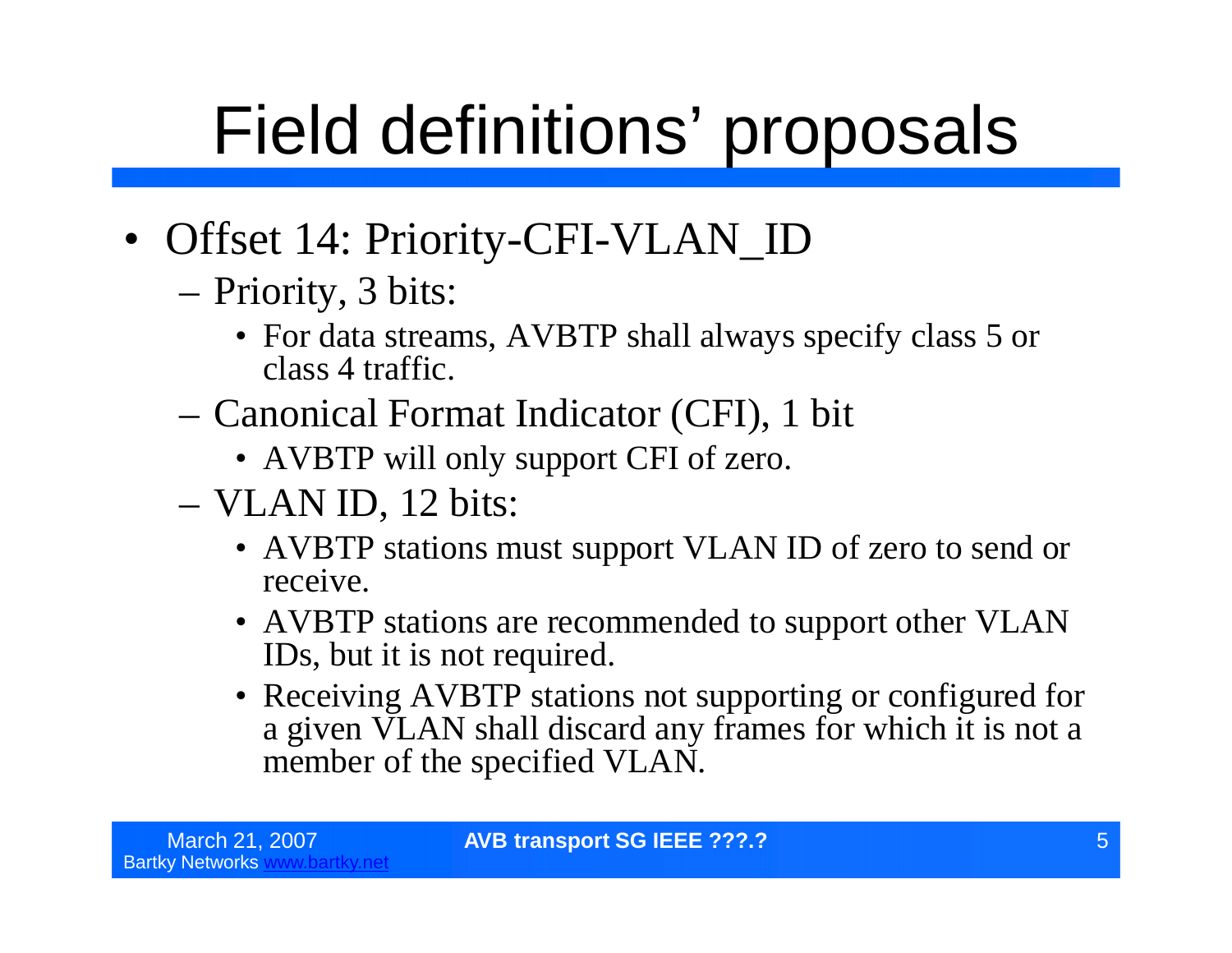# Field definitions' proposals

- Offset 14: Priority-CFI-VLAN_ID
  - Priority, 3 bits:
    - For data streams, AVBTP shall always specify class 5 or class 4 traffic.
  - Canonical Format Indicator (CFI), 1 bit
    - AVBTP will only support CFI of zero.
  - VLAN ID, 12 bits:
    - AVBTP stations must support VLAN ID of zero to send or receive.
    - AVBTP stations are recommended to support other VLAN IDs, but it is not required.
    - Receiving AVBTP stations not supporting or configured for a given VLAN shall discard any frames for which it is not a member of the specified VLAN.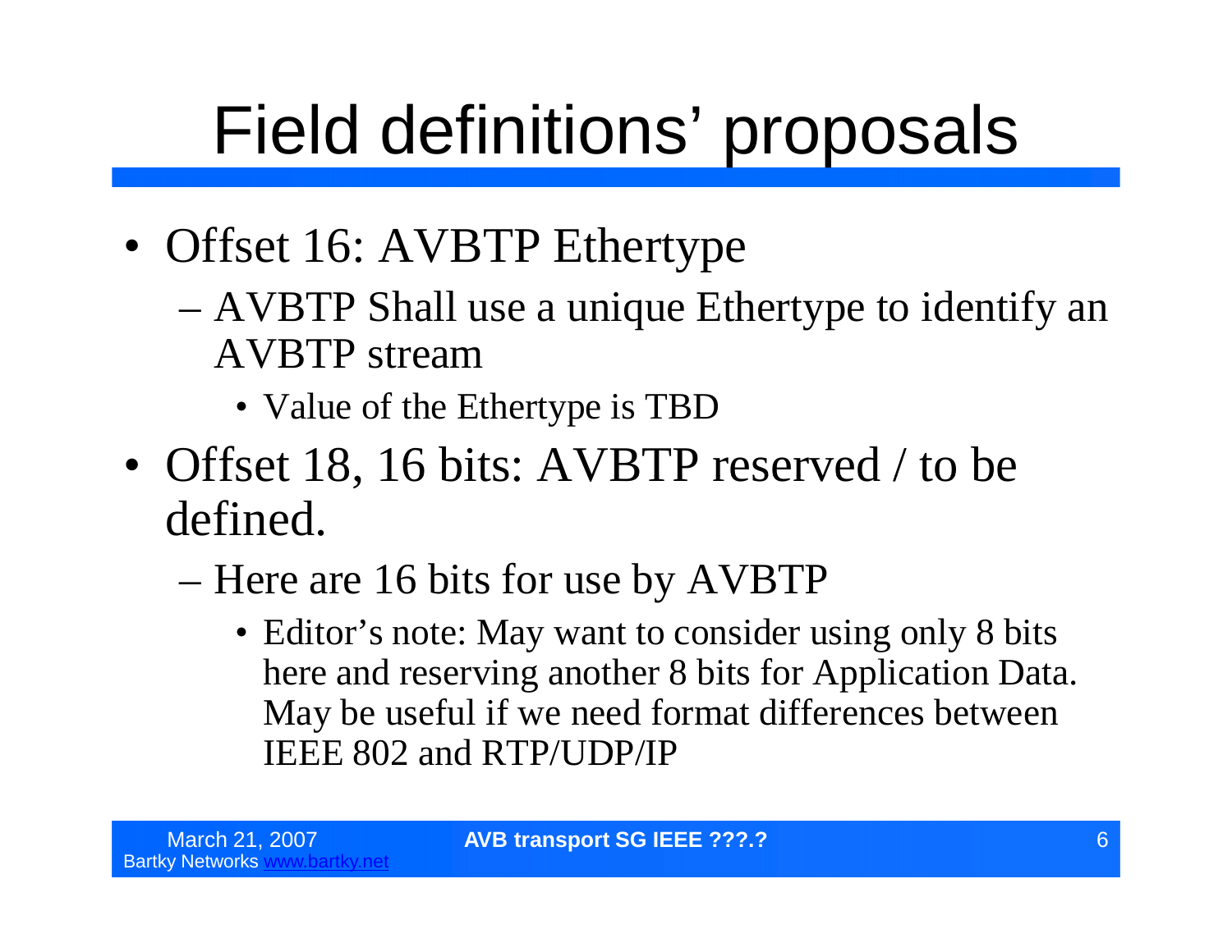# Field definitions' proposals

- Offset 16: AVBTP Ethertype
  - AVBTP Shall use a unique Ethertype to identify an AVBTP stream
    - Value of the Ethertype is TBD
- Offset 18, 16 bits: AVBTP reserved / to be defined.
  - Here are 16 bits for use by AVBTP
    - Editor's note: May want to consider using only 8 bits here and reserving another 8 bits for Application Data. May be useful if we need format differences between IEEE 802 and RTP/UDP/IP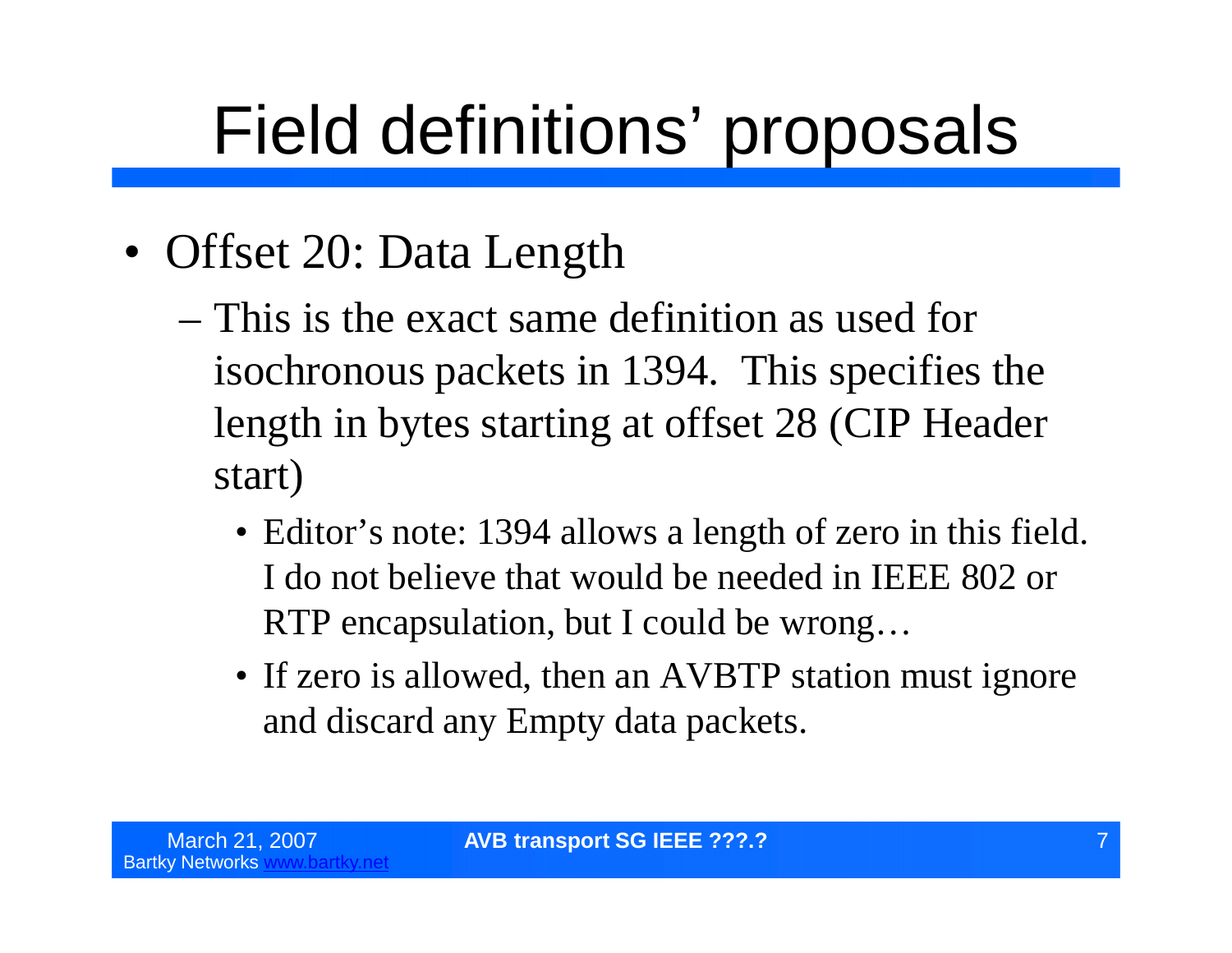# Field definitions' proposals

- Offset 20: Data Length
  - This is the exact same definition as used for isochronous packets in 1394. This specifies the length in bytes starting at offset 28 (CIP Header start)
    - Editor's note: 1394 allows a length of zero in this field. I do not believe that would be needed in IEEE 802 or RTP encapsulation, but I could be wrong…
    - If zero is allowed, then an AVBTP station must ignore and discard any Empty data packets.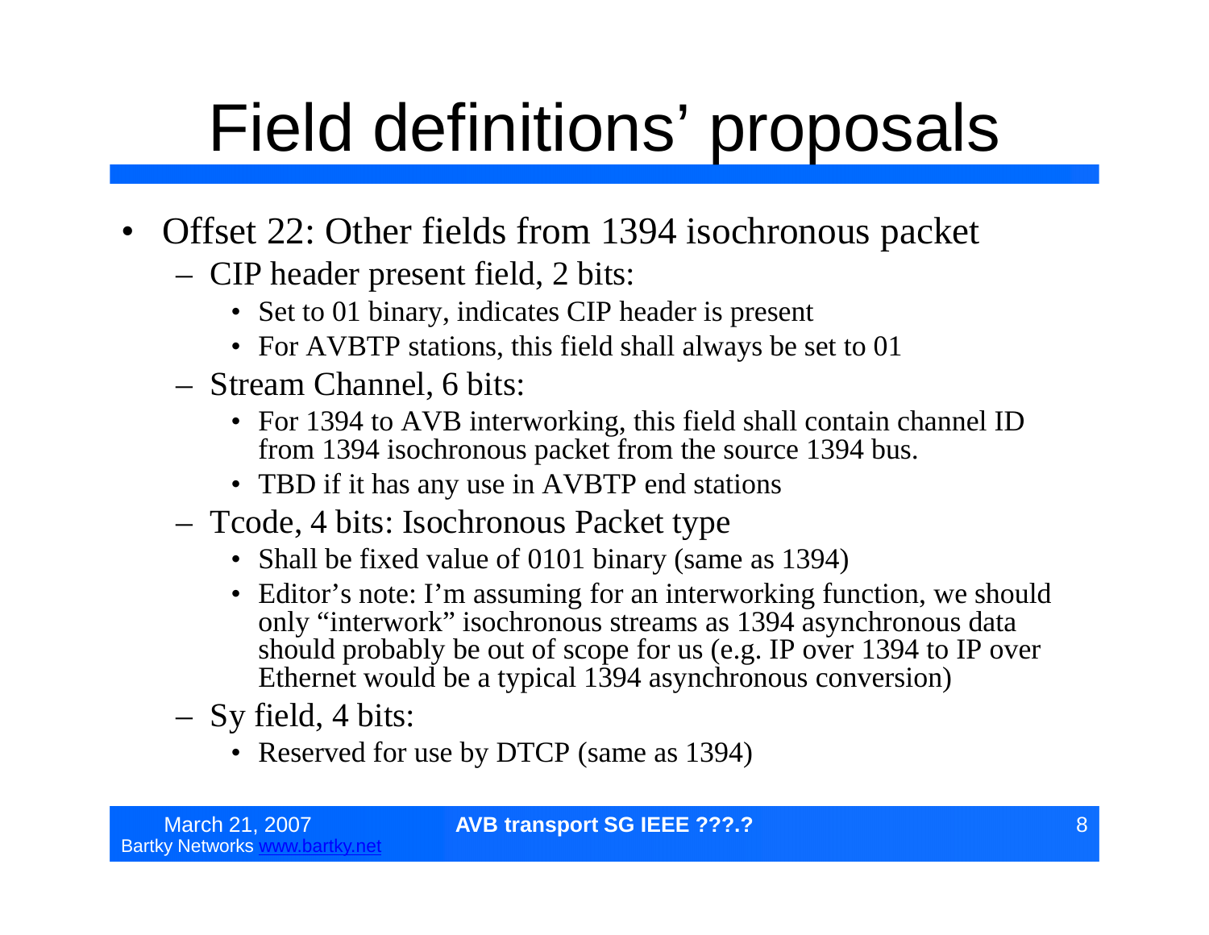# Field definitions' proposals

- Offset 22: Other fields from 1394 isochronous packet
  - CIP header present field, 2 bits:
    - Set to 01 binary, indicates CIP header is present
    - For AVBTP stations, this field shall always be set to 01
  - Stream Channel, 6 bits:
    - For 1394 to AVB interworking, this field shall contain channel ID from 1394 isochronous packet from the source 1394 bus.
    - TBD if it has any use in AVBTP end stations
  - Tcode, 4 bits: Isochronous Packet type
    - Shall be fixed value of 0101 binary (same as 1394)
    - Editor's note: I'm assuming for an interworking function, we should only "interwork" isochronous streams as 1394 asynchronous data should probably be out of scope for us (e.g. IP over 1394 to IP over Ethernet would be a typical 1394 asynchronous conversion)
  - Sy field, 4 bits:
    - Reserved for use by DTCP (same as 1394)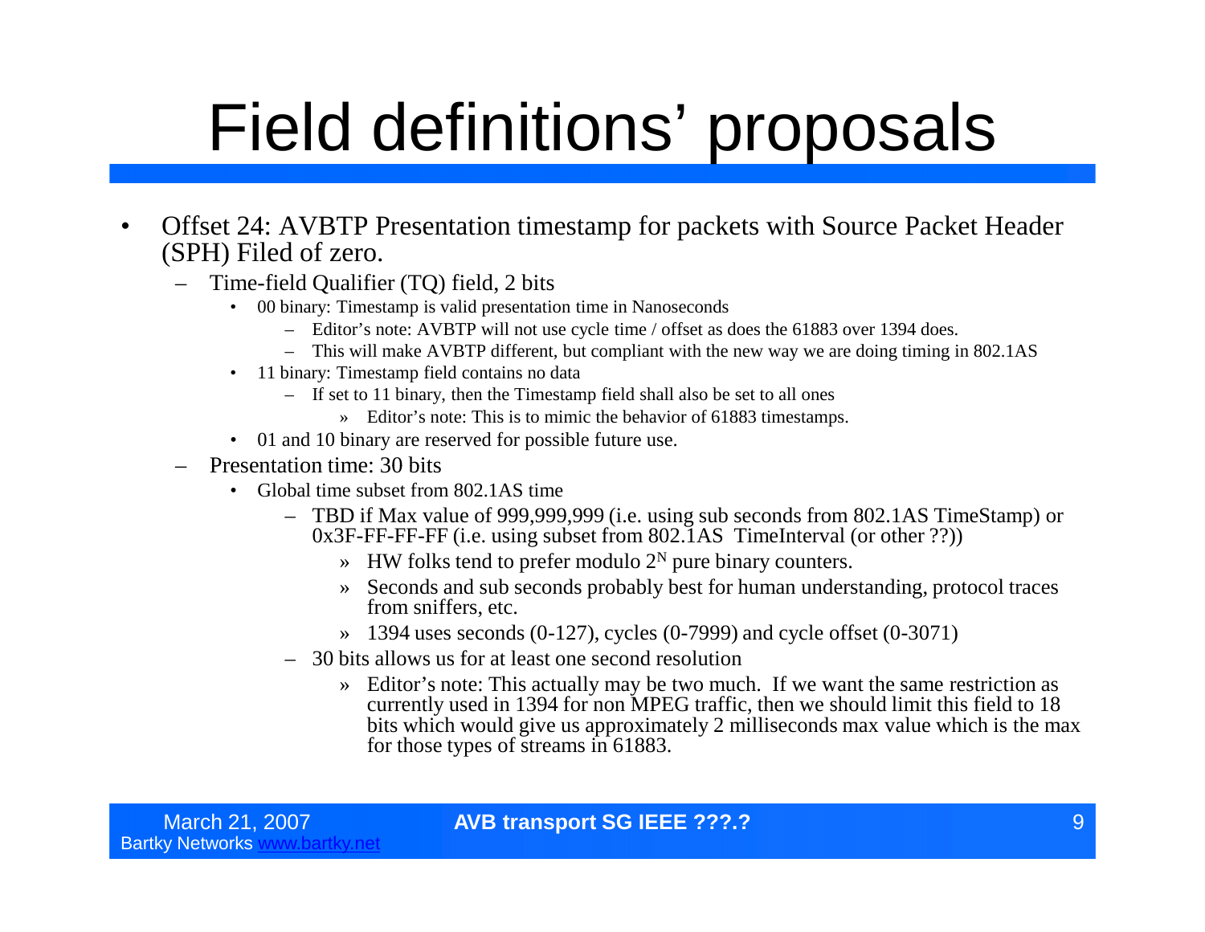# Field definitions' proposals

- Offset 24: AVBTP Presentation timestamp for packets with Source Packet Header (SPH) Filed of zero.
  - Time-field Qualifier (TQ) field, 2 bits
    - 00 binary: Timestamp is valid presentation time in Nanoseconds
      - Editor's note: AVBTP will not use cycle time / offset as does the 61883 over 1394 does.
      - This will make AVBTP different, but compliant with the new way we are doing timing in 802.1AS
    - 11 binary: Timestamp field contains no data
      - If set to 11 binary, then the Timestamp field shall also be set to all ones
        - » Editor's note: This is to mimic the behavior of 61883 timestamps.
    - 01 and 10 binary are reserved for possible future use.
  - Presentation time: 30 bits
    - Global time subset from 802.1AS time
      - TBD if Max value of 999,999,999 (i.e. using sub seconds from 802.1AS TimeStamp) or 0x3F-FF-FF-FF (i.e. using subset from 802.1AS TimeInterval (or other ??))
        - » HW folks tend to prefer modulo $2^N$ pure binary counters.
        - » Seconds and sub seconds probably best for human understanding, protocol traces from sniffers, etc.
        - » 1394 uses seconds (0-127), cycles (0-7999) and cycle offset (0-3071)
      - 30 bits allows us for at least one second resolution
        - » Editor's note: This actually may be two much. If we want the same restriction as currently used in 1394 for non MPEG traffic, then we should limit this field to 18 bits which would give us approximately 2 milliseconds max value which is the max for those types of streams in 61883.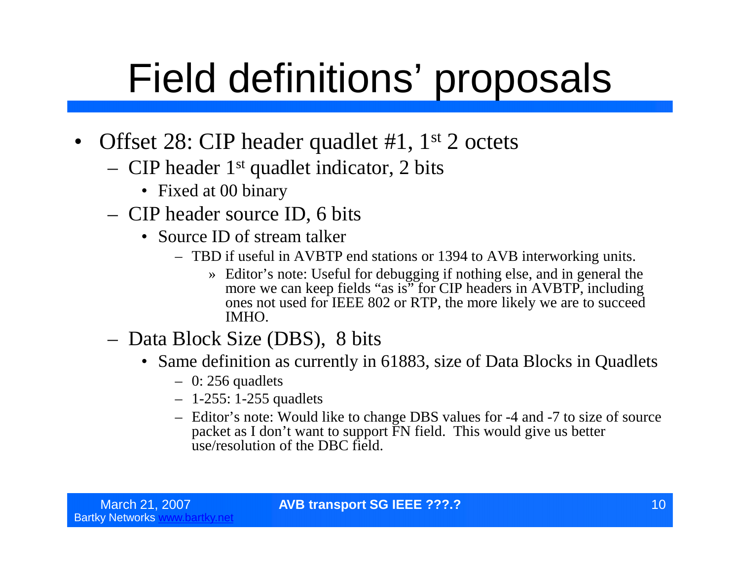# Field definitions' proposals

- Offset 28: CIP header quadlet #1, 1st 2 octets
  - CIP header 1st quadlet indicator, 2 bits
    - Fixed at 00 binary
  - CIP header source ID, 6 bits
    - Source ID of stream talker
      - TBD if useful in AVBTP end stations or 1394 to AVB interworking units.
        - » Editor's note: Useful for debugging if nothing else, and in general the more we can keep fields "as is" for CIP headers in AVBTP, including ones not used for IEEE 802 or RTP, the more likely we are to succeed IMHO.
  - Data Block Size (DBS), 8 bits
    - Same definition as currently in 61883, size of Data Blocks in Quadlets
      - 0: 256 quadlets
      - 1-255: 1-255 quadlets
      - Editor's note: Would like to change DBS values for -4 and -7 to size of source packet as I don't want to support FN field. This would give us better use/resolution of the DBC field.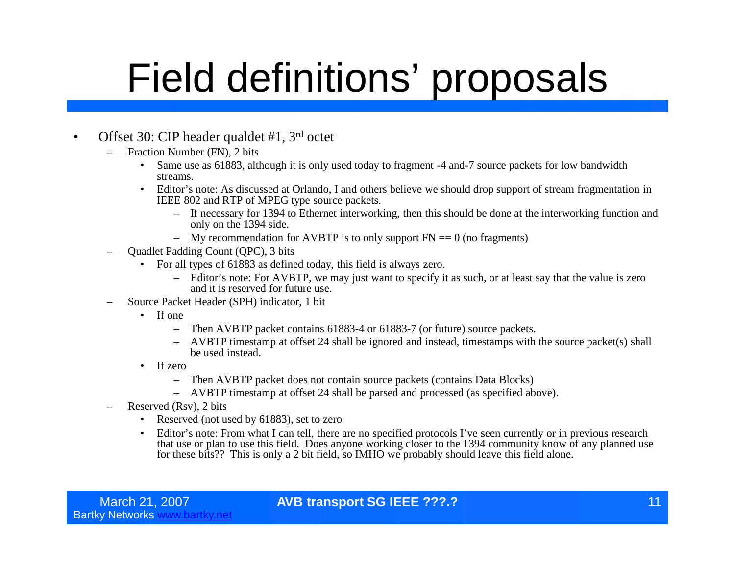# Field definitions' proposals

- Offset 30: CIP header qualdet #1, 3rd octet
  - Fraction Number (FN), 2 bits
    - Same use as 61883, although it is only used today to fragment -4 and-7 source packets for low bandwidth streams.
    - Editor's note: As discussed at Orlando, I and others believe we should drop support of stream fragmentation in IEEE 802 and RTP of MPEG type source packets.
      - If necessary for 1394 to Ethernet interworking, then this should be done at the interworking function and only on the 1394 side.
      - My recommendation for AVBTP is to only support FN == 0 (no fragments)
  - Quadlet Padding Count (QPC), 3 bits
    - For all types of 61883 as defined today, this field is always zero.
      - Editor's note: For AVBTP, we may just want to specify it as such, or at least say that the value is zero and it is reserved for future use.
  - Source Packet Header (SPH) indicator, 1 bit
    - If one
      - Then AVBTP packet contains 61883-4 or 61883-7 (or future) source packets.
      - AVBTP timestamp at offset 24 shall be ignored and instead, timestamps with the source packet(s) shall be used instead.
    - If zero
      - Then AVBTP packet does not contain source packets (contains Data Blocks)
      - AVBTP timestamp at offset 24 shall be parsed and processed (as specified above).
  - Reserved (Rsv), 2 bits
    - Reserved (not used by 61883), set to zero
    - Editor's note: From what I can tell, there are no specified protocols I've seen currently or in previous research that use or plan to use this field. Does anyone working closer to the 1394 community know of any planned use for these bits?? This is only a 2 bit field, so IMHO we probably should leave this field alone.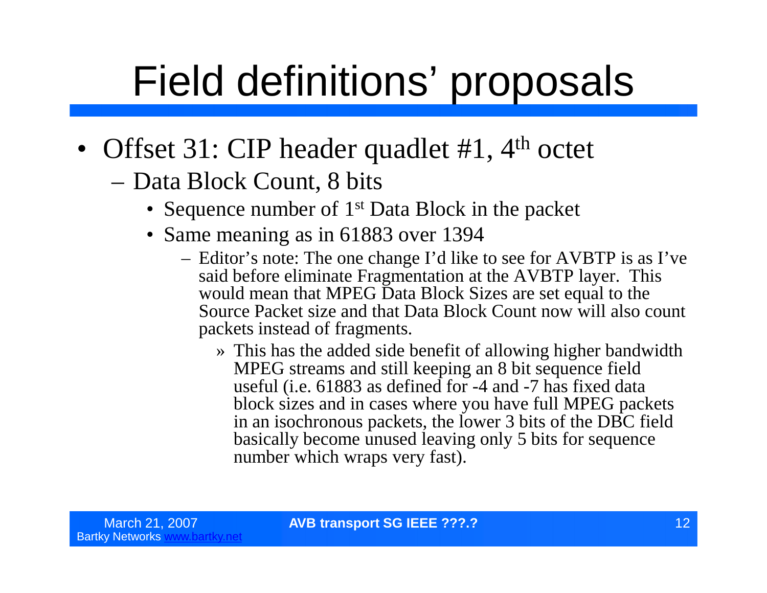# Field definitions' proposals

- Offset 31: CIP header quadlet #1, 4th octet
  - Data Block Count, 8 bits
    - Sequence number of 1st Data Block in the packet
    - Same meaning as in 61883 over 1394
      - Editor's note: The one change I'd like to see for AVBTP is as I've said before eliminate Fragmentation at the AVBTP layer. This would mean that MPEG Data Block Sizes are set equal to the Source Packet size and that Data Block Count now will also count packets instead of fragments.
        - This has the added side benefit of allowing higher bandwidth MPEG streams and still keeping an 8 bit sequence field useful (i.e. 61883 as defined for -4 and -7 has fixed data block sizes and in cases where you have full MPEG packets in an isochronous packets, the lower 3 bits of the DBC field basically become unused leaving only 5 bits for sequence number which wraps very fast).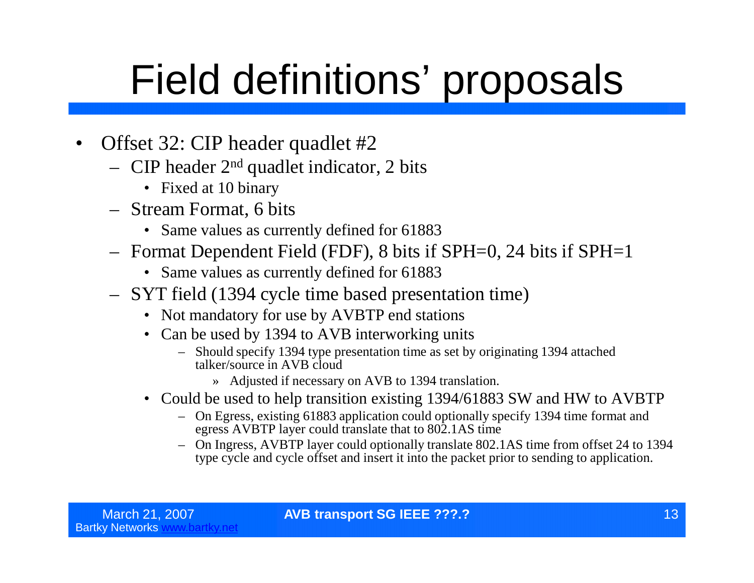# Field definitions' proposals

- Offset 32: CIP header quadlet #2
  - CIP header 2nd quadlet indicator, 2 bits
    - Fixed at 10 binary
  - Stream Format, 6 bits
    - Same values as currently defined for 61883
  - Format Dependent Field (FDF), 8 bits if SPH=0, 24 bits if SPH=1
    - Same values as currently defined for 61883
  - SYT field (1394 cycle time based presentation time)
    - Not mandatory for use by AVBTP end stations
    - Can be used by 1394 to AVB interworking units
      - Should specify 1394 type presentation time as set by originating 1394 attached talker/source in AVB cloud
        - » Adjusted if necessary on AVB to 1394 translation.
    - Could be used to help transition existing 1394/61883 SW and HW to AVBTP
      - On Egress, existing 61883 application could optionally specify 1394 time format and egress AVBTP layer could translate that to 802.1AS time
      - On Ingress, AVBTP layer could optionally translate 802.1AS time from offset 24 to 1394 type cycle and cycle offset and insert it into the packet prior to sending to application.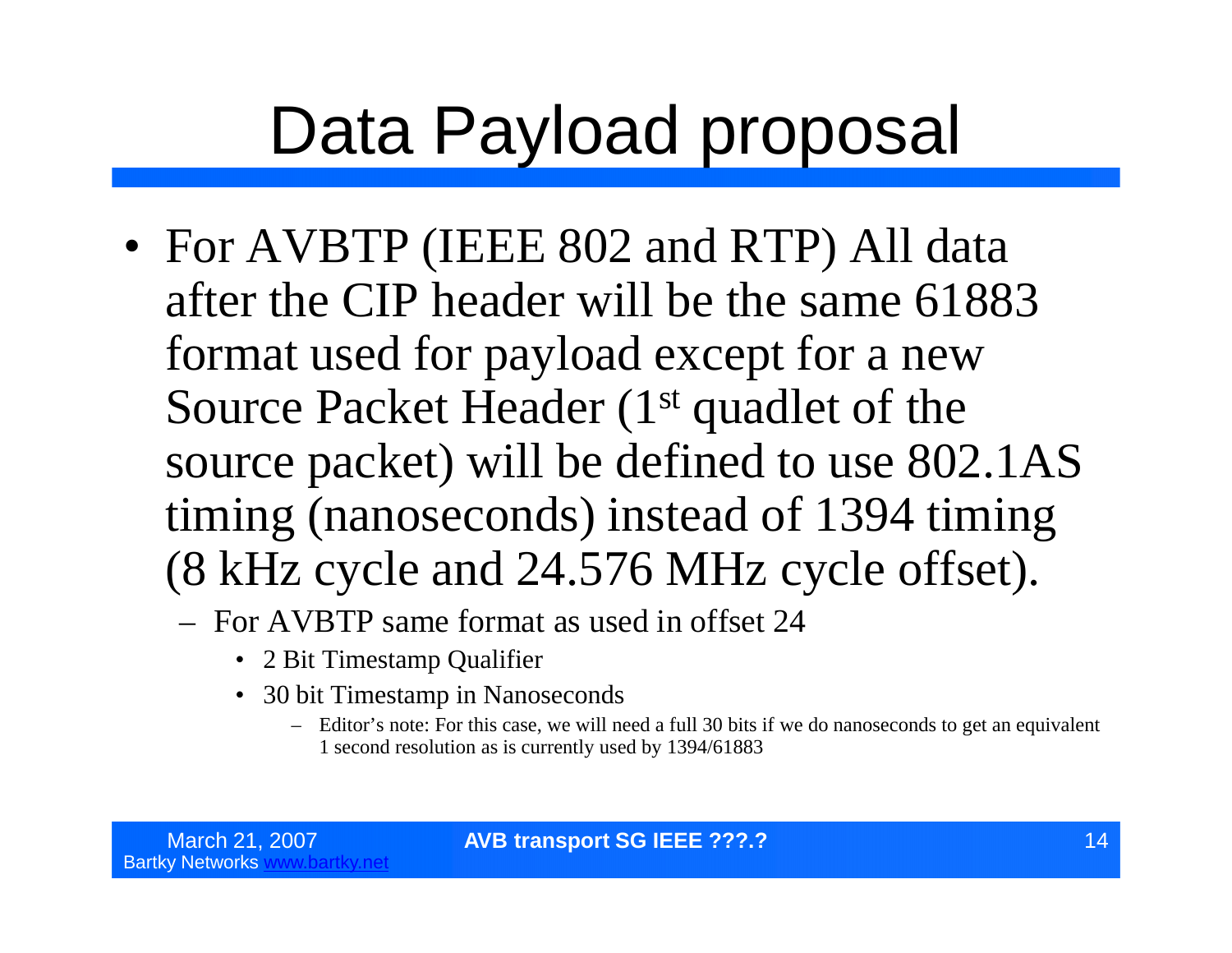# Data Payload proposal

- For AVBTP (IEEE 802 and RTP) All data after the CIP header will be the same 61883 format used for payload except for a new Source Packet Header (1st quadlet of the source packet) will be defined to use 802.1AS timing (nanoseconds) instead of 1394 timing (8 kHz cycle and 24.576 MHz cycle offset).
  - For AVBTP same format as used in offset 24
    - 2 Bit Timestamp Qualifier
    - 30 bit Timestamp in Nanoseconds
      - Editor's note: For this case, we will need a full 30 bits if we do nanoseconds to get an equivalent 1 second resolution as is currently used by 1394/61883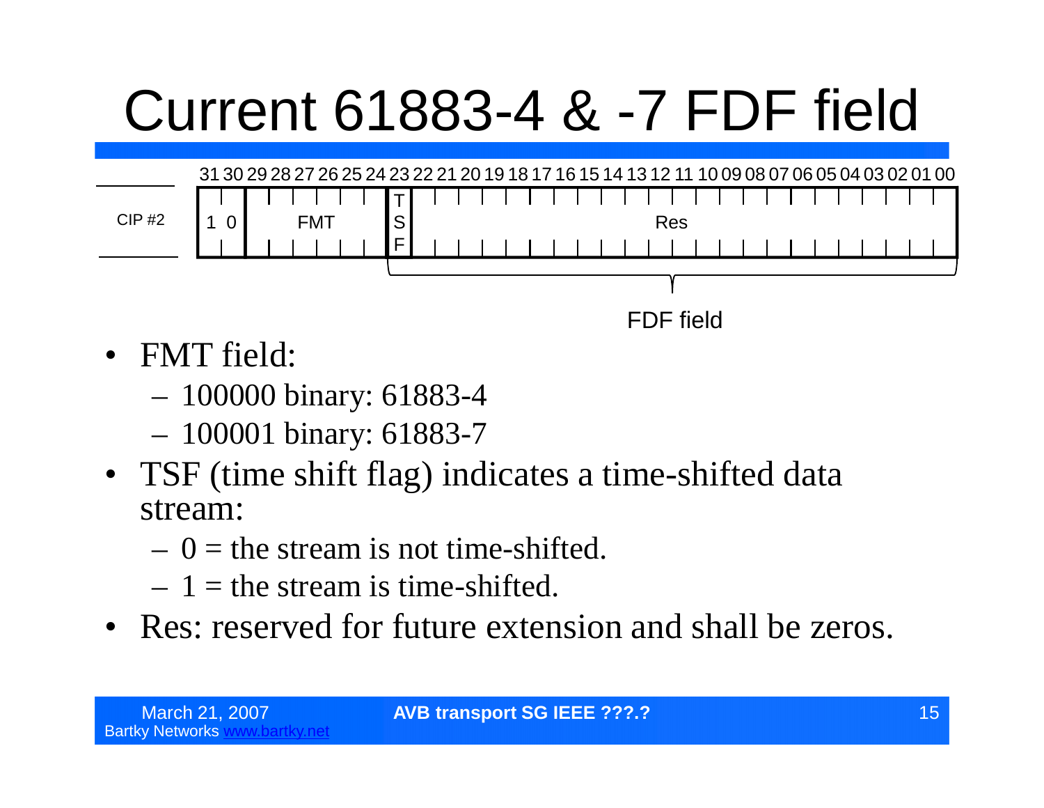# Current 61883-4 & -7 FDF field

| | 31 | 30 | 29 | 28 | 27 | 26 | 25 | 24 | 23 | 22–00 |
|---|---|---|---|---|---|---|---|---|---|---|
| CIP #2 | 1 | 0 | FMT | | | | | | TSF | Res |

FDF field (bits 23–00)

- FMT field:
  - 100000 binary: 61883-4
  - 100001 binary: 61883-7
- TSF (time shift flag) indicates a time-shifted data stream:
  - 0 = the stream is not time-shifted.
  - 1 = the stream is time-shifted.
- Res: reserved for future extension and shall be zeros.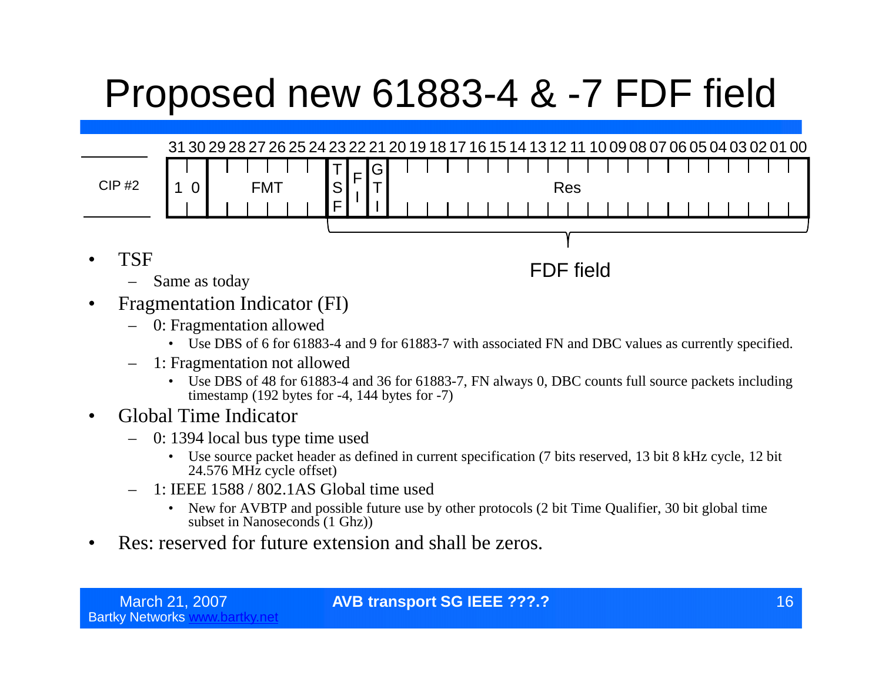# Proposed new 61883-4 & -7 FDF field

| | 31 30 | 29 28 27 26 25 24 | 23 | 22 | 21 | 20 19 18 17 16 15 14 13 12 11 10 09 08 07 06 05 04 03 02 01 00 |
|---|---|---|---|---|---|---|
| CIP #2 | 1 0 | FMT | TSF | FI | GTI | Res |

FDF field (bits 23–00)

- TSF
  - Same as today
- Fragmentation Indicator (FI)
  - 0: Fragmentation allowed
    - Use DBS of 6 for 61883-4 and 9 for 61883-7 with associated FN and DBC values as currently specified.
  - 1: Fragmentation not allowed
    - Use DBS of 48 for 61883-4 and 36 for 61883-7, FN always 0, DBC counts full source packets including timestamp (192 bytes for -4, 144 bytes for -7)
- Global Time Indicator
  - 0: 1394 local bus type time used
    - Use source packet header as defined in current specification (7 bits reserved, 13 bit 8 kHz cycle, 12 bit 24.576 MHz cycle offset)
  - 1: IEEE 1588 / 802.1AS Global time used
    - New for AVBTP and possible future use by other protocols (2 bit Time Qualifier, 30 bit global time subset in Nanoseconds (1 Ghz))
- Res: reserved for future extension and shall be zeros.